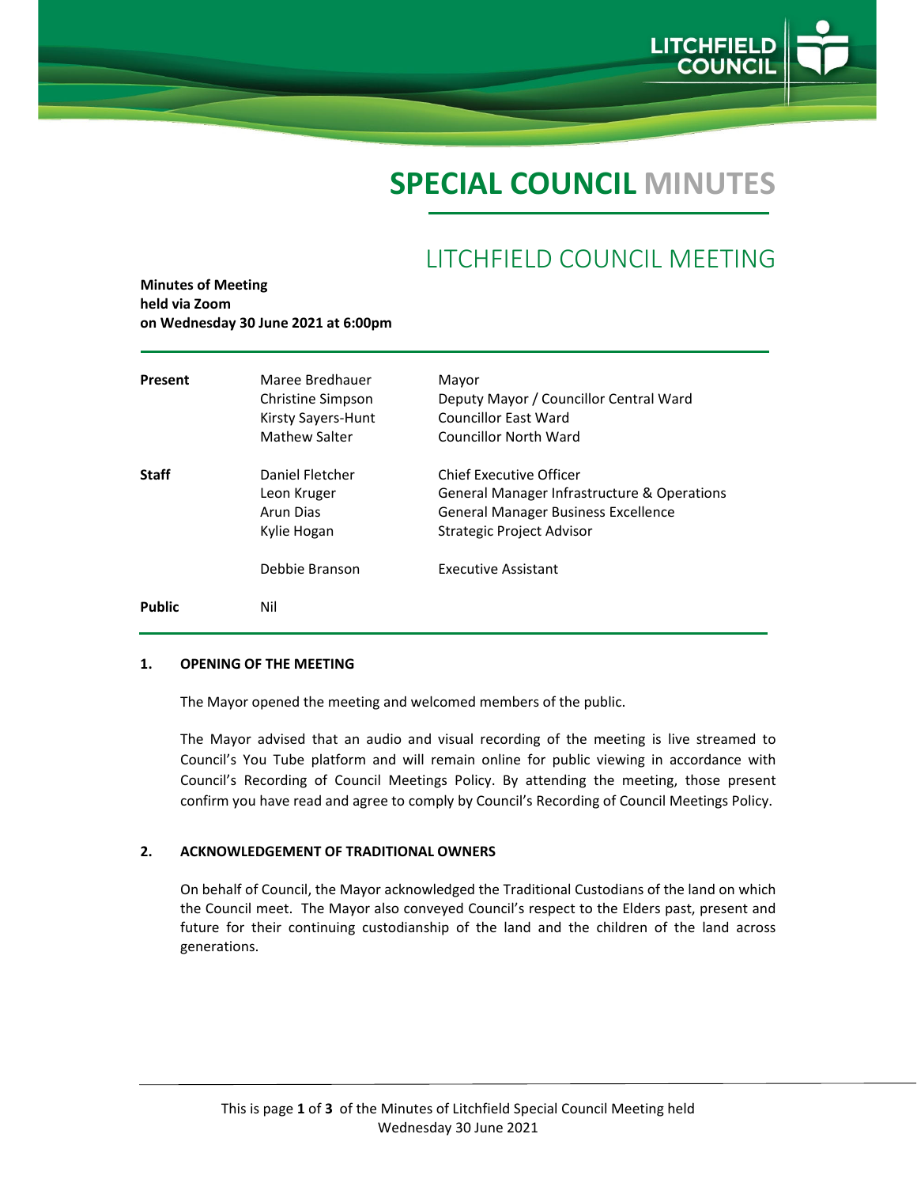# SPECIAL COUNCIL MINUTES

## LITCHFIELD COUNCIL MEETING

**Minutes of Meeting**
**held via Zoom**
**on Wednesday 30 June 2021 at 6:00pm**

| | | |
|---|---|---|
| **Present** | Maree Bredhauer | Mayor |
| | Christine Simpson | Deputy Mayor / Councillor Central Ward |
| | Kirsty Sayers-Hunt | Councillor East Ward |
| | Mathew Salter | Councillor North Ward |
| **Staff** | Daniel Fletcher | Chief Executive Officer |
| | Leon Kruger | General Manager Infrastructure & Operations |
| | Arun Dias | General Manager Business Excellence |
| | Kylie Hogan | Strategic Project Advisor |
| | Debbie Branson | Executive Assistant |
| **Public** | Nil | |

### 1. OPENING OF THE MEETING

The Mayor opened the meeting and welcomed members of the public.

The Mayor advised that an audio and visual recording of the meeting is live streamed to Council's You Tube platform and will remain online for public viewing in accordance with Council's Recording of Council Meetings Policy. By attending the meeting, those present confirm you have read and agree to comply by Council's Recording of Council Meetings Policy.

### 2. ACKNOWLEDGEMENT OF TRADITIONAL OWNERS

On behalf of Council, the Mayor acknowledged the Traditional Custodians of the land on which the Council meet. The Mayor also conveyed Council's respect to the Elders past, present and future for their continuing custodianship of the land and the children of the land across generations.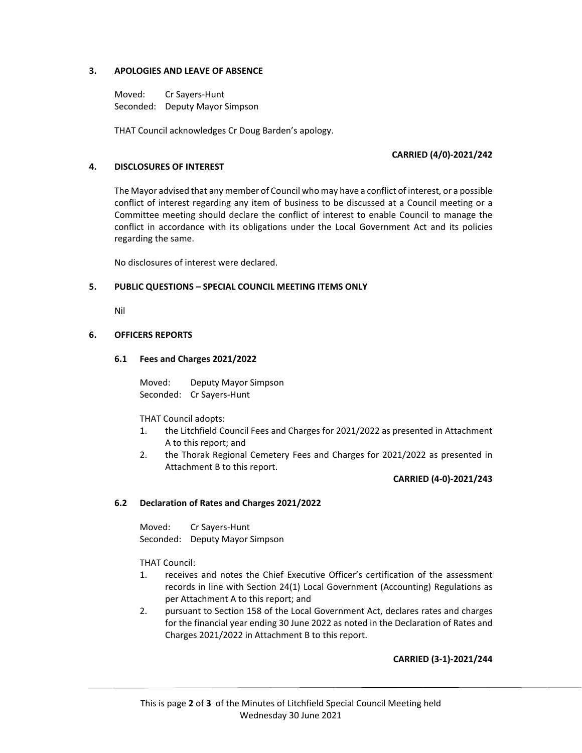## 3. APOLOGIES AND LEAVE OF ABSENCE

Moved: Cr Sayers-Hunt
Seconded: Deputy Mayor Simpson

THAT Council acknowledges Cr Doug Barden's apology.

**CARRIED (4/0)-2021/242**

## 4. DISCLOSURES OF INTEREST

The Mayor advised that any member of Council who may have a conflict of interest, or a possible conflict of interest regarding any item of business to be discussed at a Council meeting or a Committee meeting should declare the conflict of interest to enable Council to manage the conflict in accordance with its obligations under the Local Government Act and its policies regarding the same.

No disclosures of interest were declared.

## 5. PUBLIC QUESTIONS – SPECIAL COUNCIL MEETING ITEMS ONLY

Nil

## 6. OFFICERS REPORTS

### 6.1 Fees and Charges 2021/2022

Moved: Deputy Mayor Simpson
Seconded: Cr Sayers-Hunt

THAT Council adopts:

1. the Litchfield Council Fees and Charges for 2021/2022 as presented in Attachment A to this report; and
2. the Thorak Regional Cemetery Fees and Charges for 2021/2022 as presented in Attachment B to this report.

**CARRIED (4-0)-2021/243**

### 6.2 Declaration of Rates and Charges 2021/2022

Moved: Cr Sayers-Hunt
Seconded: Deputy Mayor Simpson

THAT Council:

1. receives and notes the Chief Executive Officer's certification of the assessment records in line with Section 24(1) Local Government (Accounting) Regulations as per Attachment A to this report; and
2. pursuant to Section 158 of the Local Government Act, declares rates and charges for the financial year ending 30 June 2022 as noted in the Declaration of Rates and Charges 2021/2022 in Attachment B to this report.

**CARRIED (3-1)-2021/244**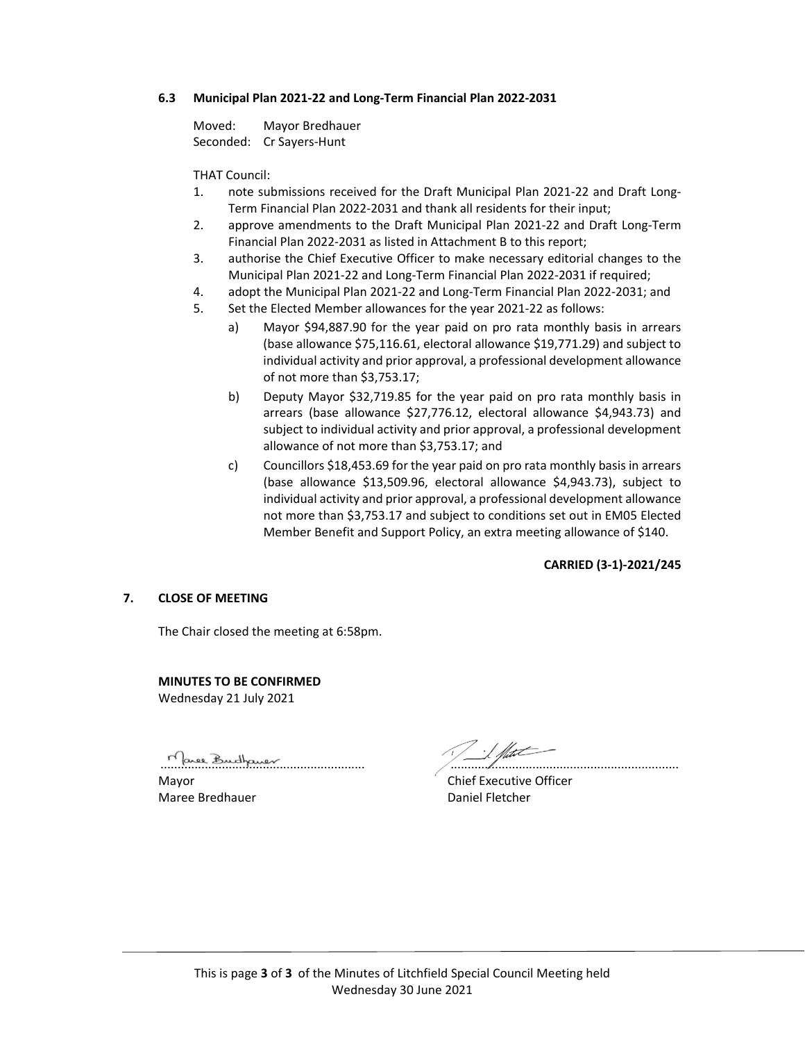### 6.3 Municipal Plan 2021-22 and Long-Term Financial Plan 2022-2031

Moved: Mayor Bredhauer
Seconded: Cr Sayers-Hunt

THAT Council:

1. note submissions received for the Draft Municipal Plan 2021-22 and Draft Long-Term Financial Plan 2022-2031 and thank all residents for their input;
2. approve amendments to the Draft Municipal Plan 2021-22 and Draft Long-Term Financial Plan 2022-2031 as listed in Attachment B to this report;
3. authorise the Chief Executive Officer to make necessary editorial changes to the Municipal Plan 2021-22 and Long-Term Financial Plan 2022-2031 if required;
4. adopt the Municipal Plan 2021-22 and Long-Term Financial Plan 2022-2031; and
5. Set the Elected Member allowances for the year 2021-22 as follows:
   a) Mayor $94,887.90 for the year paid on pro rata monthly basis in arrears (base allowance $75,116.61, electoral allowance $19,771.29) and subject to individual activity and prior approval, a professional development allowance of not more than $3,753.17;
   b) Deputy Mayor $32,719.85 for the year paid on pro rata monthly basis in arrears (base allowance $27,776.12, electoral allowance $4,943.73) and subject to individual activity and prior approval, a professional development allowance of not more than $3,753.17; and
   c) Councillors $18,453.69 for the year paid on pro rata monthly basis in arrears (base allowance $13,509.96, electoral allowance $4,943.73), subject to individual activity and prior approval, a professional development allowance not more than $3,753.17 and subject to conditions set out in EM05 Elected Member Benefit and Support Policy, an extra meeting allowance of $140.

**CARRIED (3-1)-2021/245**

## 7. CLOSE OF MEETING

The Chair closed the meeting at 6:58pm.

**MINUTES TO BE CONFIRMED**
Wednesday 21 July 2021

.............................................................
Mayor
Maree Bredhauer

.............................................................
Chief Executive Officer
Daniel Fletcher